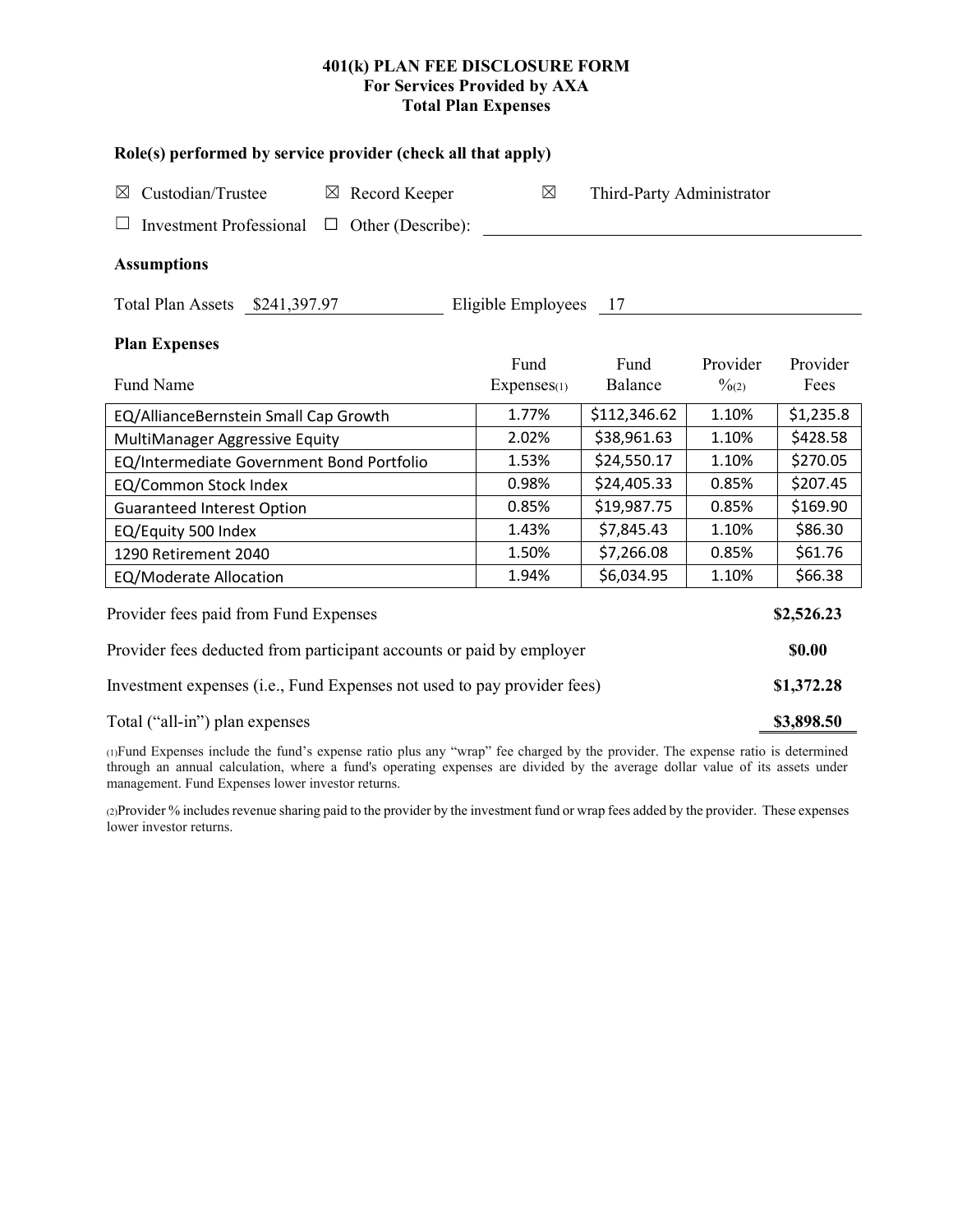# 401(k) PLAN FEE DISCLOSURE FORM
## For Services Provided by AXA
## Total Plan Expenses

**Role(s) performed by service provider (check all that apply)**

☒ Custodian/Trustee ☒ Record Keeper ☒ Third-Party Administrator

☐ Investment Professional ☐ Other (Describe): ______________________

**Assumptions**

Total Plan Assets $241,397.97 Eligible Employees 17

**Plan Expenses**

| Fund Name | Fund Expenses(1) | Fund Balance | Provider %(2) | Provider Fees |
|---|---|---|---|---|
| EQ/AllianceBernstein Small Cap Growth | 1.77% | $112,346.62 | 1.10% | $1,235.8 |
| MultiManager Aggressive Equity | 2.02% | $38,961.63 | 1.10% | $428.58 |
| EQ/Intermediate Government Bond Portfolio | 1.53% | $24,550.17 | 1.10% | $270.05 |
| EQ/Common Stock Index | 0.98% | $24,405.33 | 0.85% | $207.45 |
| Guaranteed Interest Option | 0.85% | $19,987.75 | 0.85% | $169.90 |
| EQ/Equity 500 Index | 1.43% | $7,845.43 | 1.10% | $86.30 |
| 1290 Retirement 2040 | 1.50% | $7,266.08 | 0.85% | $61.76 |
| EQ/Moderate Allocation | 1.94% | $6,034.95 | 1.10% | $66.38 |

| | |
|---|---|
| Provider fees paid from Fund Expenses | **$2,526.23** |
| Provider fees deducted from participant accounts or paid by employer | **$0.00** |
| Investment expenses (i.e., Fund Expenses not used to pay provider fees) | **$1,372.28** |
| Total ("all-in") plan expenses | **$3,898.50** |

(1) Fund Expenses include the fund's expense ratio plus any "wrap" fee charged by the provider. The expense ratio is determined through an annual calculation, where a fund's operating expenses are divided by the average dollar value of its assets under management. Fund Expenses lower investor returns.

(2) Provider % includes revenue sharing paid to the provider by the investment fund or wrap fees added by the provider. These expenses lower investor returns.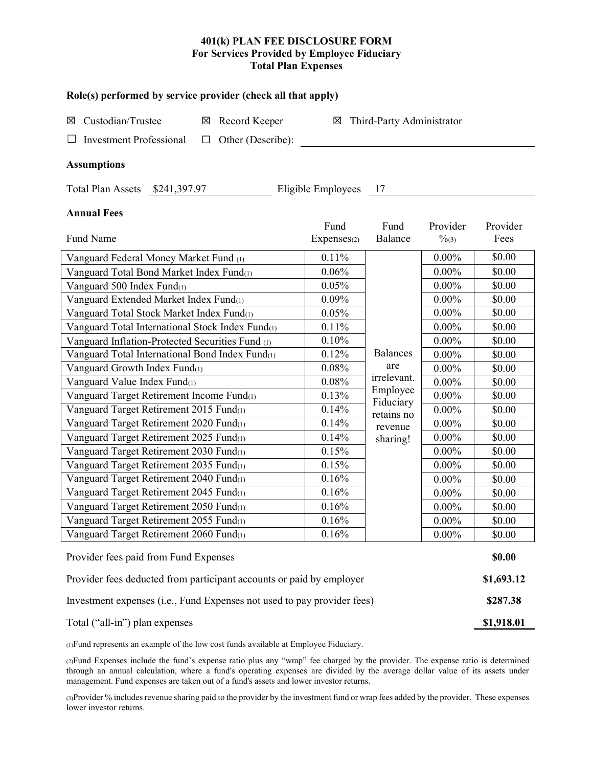**401(k) PLAN FEE DISCLOSURE FORM**
**For Services Provided by Employee Fiduciary**
**Total Plan Expenses**

### Role(s) performed by service provider (check all that apply)

☒ Custodian/Trustee ☒ Record Keeper ☒ Third-Party Administrator

☐ Investment Professional ☐ Other (Describe): ______________________

### Assumptions

Total Plan Assets \$241,397.97 Eligible Employees 17

### Annual Fees

| Fund Name | Fund Expenses(2) | Fund Balance | Provider %(3) | Provider Fees |
|---|---|---|---|---|
| Vanguard Federal Money Market Fund (1) | 0.11% | Balances are irrelevant. Employee Fiduciary retains no revenue sharing! | 0.00% | \$0.00 |
| Vanguard Total Bond Market Index Fund(1) | 0.06% | | 0.00% | \$0.00 |
| Vanguard 500 Index Fund(1) | 0.05% | | 0.00% | \$0.00 |
| Vanguard Extended Market Index Fund(1) | 0.09% | | 0.00% | \$0.00 |
| Vanguard Total Stock Market Index Fund(1) | 0.05% | | 0.00% | \$0.00 |
| Vanguard Total International Stock Index Fund(1) | 0.11% | | 0.00% | \$0.00 |
| Vanguard Inflation-Protected Securities Fund (1) | 0.10% | | 0.00% | \$0.00 |
| Vanguard Total International Bond Index Fund(1) | 0.12% | | 0.00% | \$0.00 |
| Vanguard Growth Index Fund(1) | 0.08% | | 0.00% | \$0.00 |
| Vanguard Value Index Fund(1) | 0.08% | | 0.00% | \$0.00 |
| Vanguard Target Retirement Income Fund(1) | 0.13% | | 0.00% | \$0.00 |
| Vanguard Target Retirement 2015 Fund(1) | 0.14% | | 0.00% | \$0.00 |
| Vanguard Target Retirement 2020 Fund(1) | 0.14% | | 0.00% | \$0.00 |
| Vanguard Target Retirement 2025 Fund(1) | 0.14% | | 0.00% | \$0.00 |
| Vanguard Target Retirement 2030 Fund(1) | 0.15% | | 0.00% | \$0.00 |
| Vanguard Target Retirement 2035 Fund(1) | 0.15% | | 0.00% | \$0.00 |
| Vanguard Target Retirement 2040 Fund(1) | 0.16% | | 0.00% | \$0.00 |
| Vanguard Target Retirement 2045 Fund(1) | 0.16% | | 0.00% | \$0.00 |
| Vanguard Target Retirement 2050 Fund(1) | 0.16% | | 0.00% | \$0.00 |
| Vanguard Target Retirement 2055 Fund(1) | 0.16% | | 0.00% | \$0.00 |
| Vanguard Target Retirement 2060 Fund(1) | 0.16% | | 0.00% | \$0.00 |

| | |
|---|---|
| Provider fees paid from Fund Expenses | **\$0.00** |
| Provider fees deducted from participant accounts or paid by employer | **\$1,693.12** |
| Investment expenses (i.e., Fund Expenses not used to pay provider fees) | **\$287.38** |
| Total ("all-in") plan expenses | **\$1,918.01** |

(1)Fund represents an example of the low cost funds available at Employee Fiduciary.

(2)Fund Expenses include the fund's expense ratio plus any "wrap" fee charged by the provider. The expense ratio is determined through an annual calculation, where a fund's operating expenses are divided by the average dollar value of its assets under management. Fund expenses are taken out of a fund's assets and lower investor returns.

(3)Provider % includes revenue sharing paid to the provider by the investment fund or wrap fees added by the provider. These expenses lower investor returns.